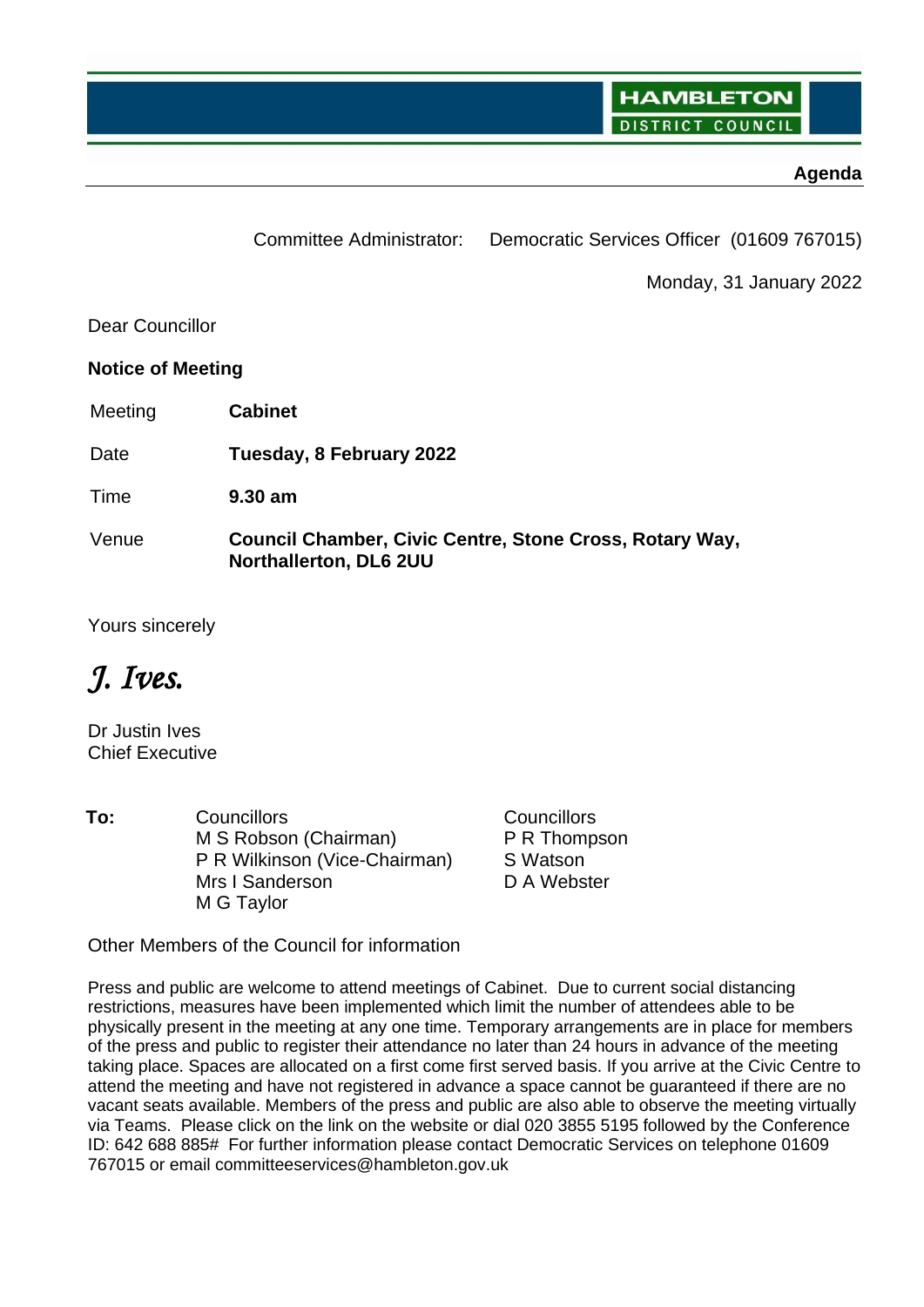HAMBLETON DISTRICT COUNCIL

**Agenda**

Committee Administrator: Democratic Services Officer (01609 767015)

Monday, 31 January 2022

Dear Councillor

**Notice of Meeting**

| | |
|---|---|
| Meeting | **Cabinet** |
| Date | **Tuesday, 8 February 2022** |
| Time | **9.30 am** |
| Venue | **Council Chamber, Civic Centre, Stone Cross, Rotary Way, Northallerton, DL6 2UU** |

Yours sincerely

*J. Ives.*

Dr Justin Ives
Chief Executive

**To:**

Councillors
M S Robson (Chairman)
P R Wilkinson (Vice-Chairman)
Mrs I Sanderson
M G Taylor

Councillors
P R Thompson
S Watson
D A Webster

Other Members of the Council for information

Press and public are welcome to attend meetings of Cabinet. Due to current social distancing restrictions, measures have been implemented which limit the number of attendees able to be physically present in the meeting at any one time. Temporary arrangements are in place for members of the press and public to register their attendance no later than 24 hours in advance of the meeting taking place. Spaces are allocated on a first come first served basis. If you arrive at the Civic Centre to attend the meeting and have not registered in advance a space cannot be guaranteed if there are no vacant seats available. Members of the press and public are also able to observe the meeting virtually via Teams. Please click on the link on the website or dial 020 3855 5195 followed by the Conference ID: 642 688 885# For further information please contact Democratic Services on telephone 01609 767015 or email committeeservices@hambleton.gov.uk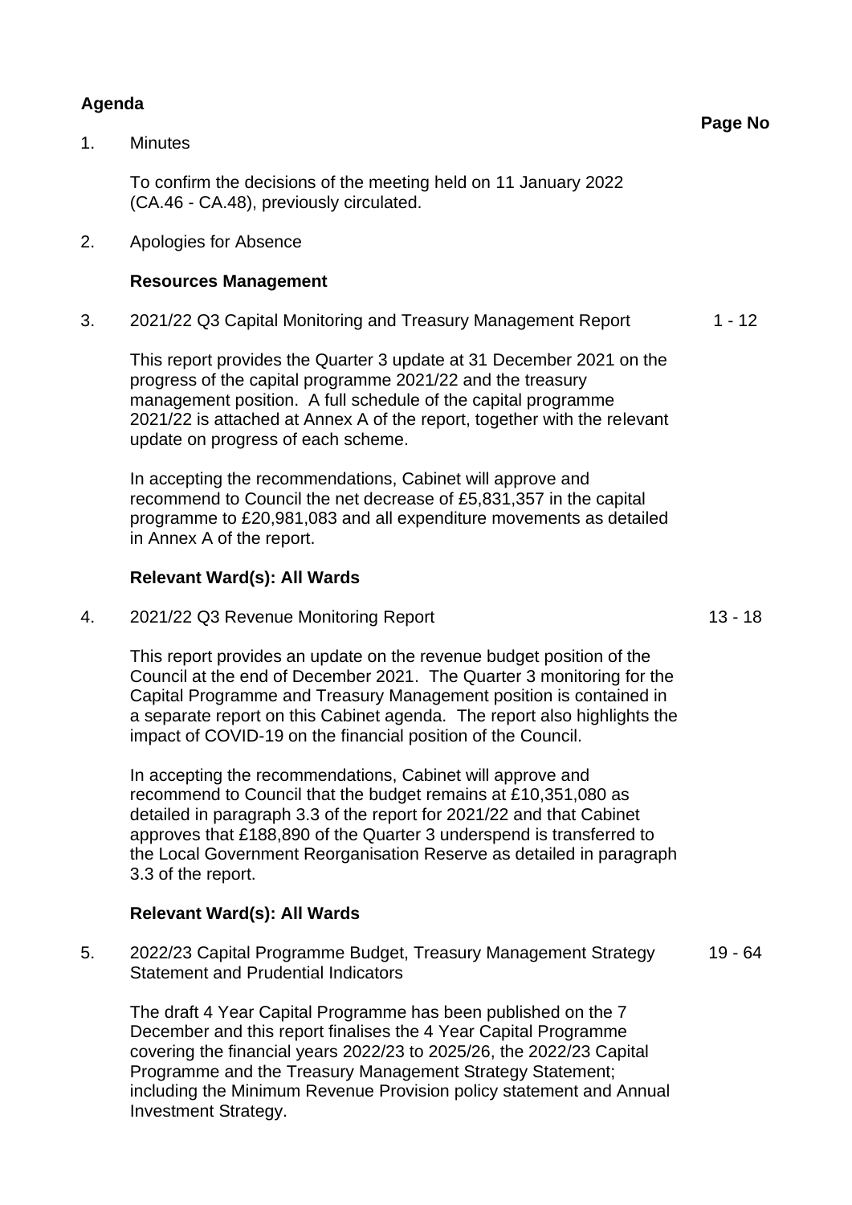## Agenda

**Page No**

1. Minutes

   To confirm the decisions of the meeting held on 11 January 2022 (CA.46 - CA.48), previously circulated.

2. Apologies for Absence

   **Resources Management**

3. 2021/22 Q3 Capital Monitoring and Treasury Management Report — 1 - 12

   This report provides the Quarter 3 update at 31 December 2021 on the progress of the capital programme 2021/22 and the treasury management position. A full schedule of the capital programme 2021/22 is attached at Annex A of the report, together with the relevant update on progress of each scheme.

   In accepting the recommendations, Cabinet will approve and recommend to Council the net decrease of £5,831,357 in the capital programme to £20,981,083 and all expenditure movements as detailed in Annex A of the report.

   **Relevant Ward(s): All Wards**

4. 2021/22 Q3 Revenue Monitoring Report — 13 - 18

   This report provides an update on the revenue budget position of the Council at the end of December 2021. The Quarter 3 monitoring for the Capital Programme and Treasury Management position is contained in a separate report on this Cabinet agenda. The report also highlights the impact of COVID-19 on the financial position of the Council.

   In accepting the recommendations, Cabinet will approve and recommend to Council that the budget remains at £10,351,080 as detailed in paragraph 3.3 of the report for 2021/22 and that Cabinet approves that £188,890 of the Quarter 3 underspend is transferred to the Local Government Reorganisation Reserve as detailed in paragraph 3.3 of the report.

   **Relevant Ward(s): All Wards**

5. 2022/23 Capital Programme Budget, Treasury Management Strategy Statement and Prudential Indicators — 19 - 64

   The draft 4 Year Capital Programme has been published on the 7 December and this report finalises the 4 Year Capital Programme covering the financial years 2022/23 to 2025/26, the 2022/23 Capital Programme and the Treasury Management Strategy Statement; including the Minimum Revenue Provision policy statement and Annual Investment Strategy.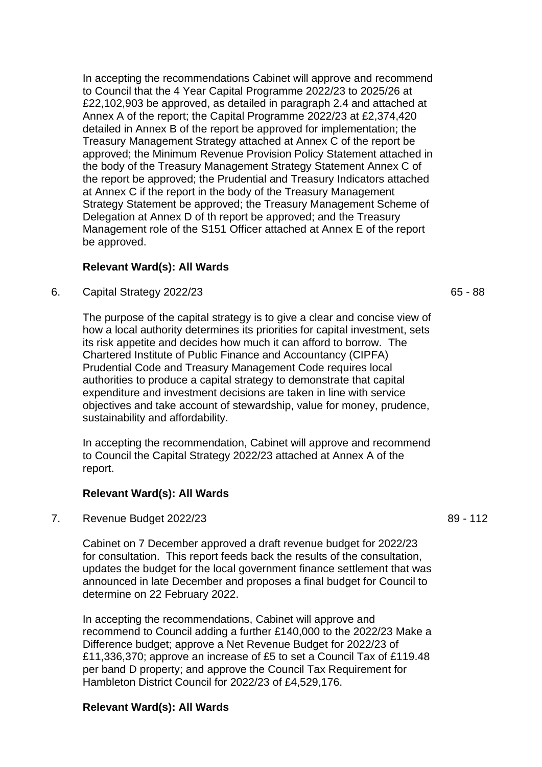In accepting the recommendations Cabinet will approve and recommend to Council that the 4 Year Capital Programme 2022/23 to 2025/26 at £22,102,903 be approved, as detailed in paragraph 2.4 and attached at Annex A of the report; the Capital Programme 2022/23 at £2,374,420 detailed in Annex B of the report be approved for implementation; the Treasury Management Strategy attached at Annex C of the report be approved; the Minimum Revenue Provision Policy Statement attached in the body of the Treasury Management Strategy Statement Annex C of the report be approved; the Prudential and Treasury Indicators attached at Annex C if the report in the body of the Treasury Management Strategy Statement be approved; the Treasury Management Scheme of Delegation at Annex D of th report be approved; and the Treasury Management role of the S151 Officer attached at Annex E of the report be approved.

**Relevant Ward(s): All Wards**

6. Capital Strategy 2022/23 — 65 - 88

The purpose of the capital strategy is to give a clear and concise view of how a local authority determines its priorities for capital investment, sets its risk appetite and decides how much it can afford to borrow. The Chartered Institute of Public Finance and Accountancy (CIPFA) Prudential Code and Treasury Management Code requires local authorities to produce a capital strategy to demonstrate that capital expenditure and investment decisions are taken in line with service objectives and take account of stewardship, value for money, prudence, sustainability and affordability.

In accepting the recommendation, Cabinet will approve and recommend to Council the Capital Strategy 2022/23 attached at Annex A of the report.

**Relevant Ward(s): All Wards**

7. Revenue Budget 2022/23 — 89 - 112

Cabinet on 7 December approved a draft revenue budget for 2022/23 for consultation. This report feeds back the results of the consultation, updates the budget for the local government finance settlement that was announced in late December and proposes a final budget for Council to determine on 22 February 2022.

In accepting the recommendations, Cabinet will approve and recommend to Council adding a further £140,000 to the 2022/23 Make a Difference budget; approve a Net Revenue Budget for 2022/23 of £11,336,370; approve an increase of £5 to set a Council Tax of £119.48 per band D property; and approve the Council Tax Requirement for Hambleton District Council for 2022/23 of £4,529,176.

**Relevant Ward(s): All Wards**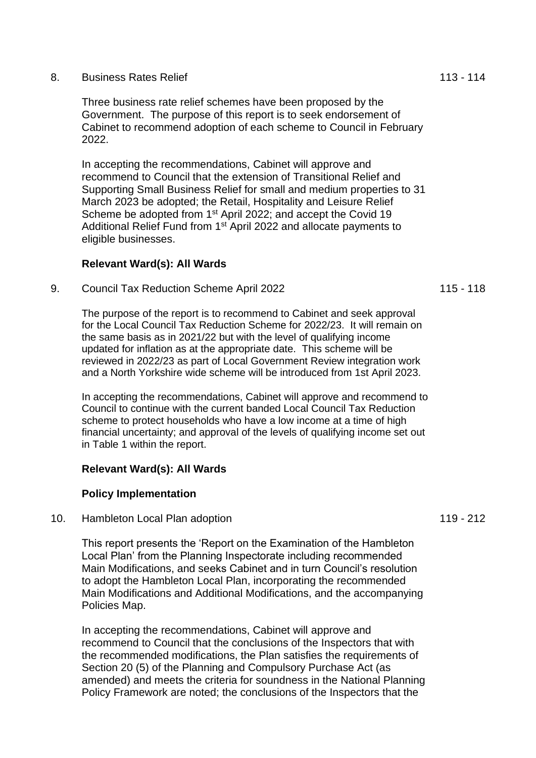8. Business Rates Relief 113 - 114

Three business rate relief schemes have been proposed by the Government. The purpose of this report is to seek endorsement of Cabinet to recommend adoption of each scheme to Council in February 2022.

In accepting the recommendations, Cabinet will approve and recommend to Council that the extension of Transitional Relief and Supporting Small Business Relief for small and medium properties to 31 March 2023 be adopted; the Retail, Hospitality and Leisure Relief Scheme be adopted from 1st April 2022; and accept the Covid 19 Additional Relief Fund from 1st April 2022 and allocate payments to eligible businesses.

**Relevant Ward(s): All Wards**

9. Council Tax Reduction Scheme April 2022 115 - 118

The purpose of the report is to recommend to Cabinet and seek approval for the Local Council Tax Reduction Scheme for 2022/23. It will remain on the same basis as in 2021/22 but with the level of qualifying income updated for inflation as at the appropriate date. This scheme will be reviewed in 2022/23 as part of Local Government Review integration work and a North Yorkshire wide scheme will be introduced from 1st April 2023.

In accepting the recommendations, Cabinet will approve and recommend to Council to continue with the current banded Local Council Tax Reduction scheme to protect households who have a low income at a time of high financial uncertainty; and approval of the levels of qualifying income set out in Table 1 within the report.

**Relevant Ward(s): All Wards**

**Policy Implementation**

10. Hambleton Local Plan adoption 119 - 212

This report presents the 'Report on the Examination of the Hambleton Local Plan' from the Planning Inspectorate including recommended Main Modifications, and seeks Cabinet and in turn Council's resolution to adopt the Hambleton Local Plan, incorporating the recommended Main Modifications and Additional Modifications, and the accompanying Policies Map.

In accepting the recommendations, Cabinet will approve and recommend to Council that the conclusions of the Inspectors that with the recommended modifications, the Plan satisfies the requirements of Section 20 (5) of the Planning and Compulsory Purchase Act (as amended) and meets the criteria for soundness in the National Planning Policy Framework are noted; the conclusions of the Inspectors that the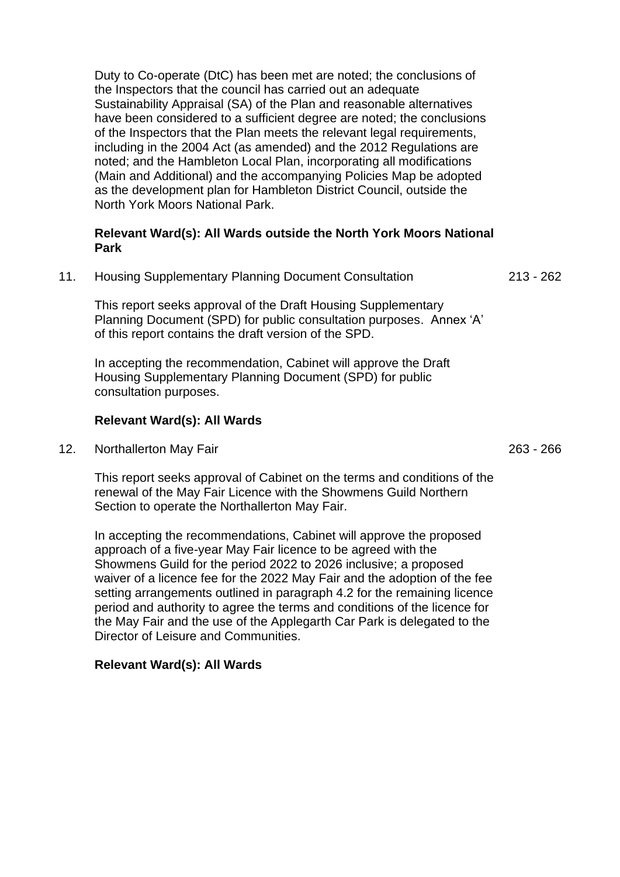Duty to Co-operate (DtC) has been met are noted; the conclusions of the Inspectors that the council has carried out an adequate Sustainability Appraisal (SA) of the Plan and reasonable alternatives have been considered to a sufficient degree are noted; the conclusions of the Inspectors that the Plan meets the relevant legal requirements, including in the 2004 Act (as amended) and the 2012 Regulations are noted; and the Hambleton Local Plan, incorporating all modifications (Main and Additional) and the accompanying Policies Map be adopted as the development plan for Hambleton District Council, outside the North York Moors National Park.

**Relevant Ward(s): All Wards outside the North York Moors National Park**

11. Housing Supplementary Planning Document Consultation 213 - 262

This report seeks approval of the Draft Housing Supplementary Planning Document (SPD) for public consultation purposes. Annex 'A' of this report contains the draft version of the SPD.

In accepting the recommendation, Cabinet will approve the Draft Housing Supplementary Planning Document (SPD) for public consultation purposes.

**Relevant Ward(s): All Wards**

12. Northallerton May Fair 263 - 266

This report seeks approval of Cabinet on the terms and conditions of the renewal of the May Fair Licence with the Showmens Guild Northern Section to operate the Northallerton May Fair.

In accepting the recommendations, Cabinet will approve the proposed approach of a five-year May Fair licence to be agreed with the Showmens Guild for the period 2022 to 2026 inclusive; a proposed waiver of a licence fee for the 2022 May Fair and the adoption of the fee setting arrangements outlined in paragraph 4.2 for the remaining licence period and authority to agree the terms and conditions of the licence for the May Fair and the use of the Applegarth Car Park is delegated to the Director of Leisure and Communities.

**Relevant Ward(s): All Wards**